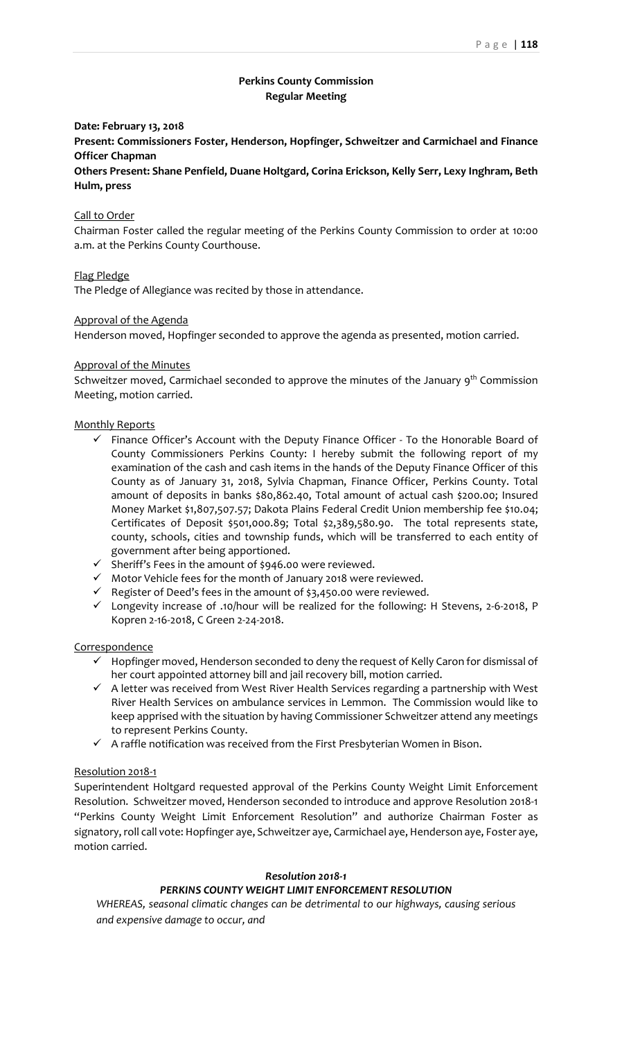## Perkins County Commission
### Regular Meeting

**Date: February 13, 2018**

**Present: Commissioners Foster, Henderson, Hopfinger, Schweitzer and Carmichael and Finance Officer Chapman**

**Others Present: Shane Penfield, Duane Holtgard, Corina Erickson, Kelly Serr, Lexy Inghram, Beth Hulm, press**

Call to Order

Chairman Foster called the regular meeting of the Perkins County Commission to order at 10:00 a.m. at the Perkins County Courthouse.

Flag Pledge

The Pledge of Allegiance was recited by those in attendance.

Approval of the Agenda

Henderson moved, Hopfinger seconded to approve the agenda as presented, motion carried.

Approval of the Minutes

Schweitzer moved, Carmichael seconded to approve the minutes of the January 9th Commission Meeting, motion carried.

Monthly Reports

- ✓ Finance Officer's Account with the Deputy Finance Officer - To the Honorable Board of County Commissioners Perkins County: I hereby submit the following report of my examination of the cash and cash items in the hands of the Deputy Finance Officer of this County as of January 31, 2018, Sylvia Chapman, Finance Officer, Perkins County. Total amount of deposits in banks $80,862.40, Total amount of actual cash $200.00; Insured Money Market $1,807,507.57; Dakota Plains Federal Credit Union membership fee $10.04; Certificates of Deposit $501,000.89; Total $2,389,580.90. The total represents state, county, schools, cities and township funds, which will be transferred to each entity of government after being apportioned.
- ✓ Sheriff's Fees in the amount of $946.00 were reviewed.
- ✓ Motor Vehicle fees for the month of January 2018 were reviewed.
- ✓ Register of Deed's fees in the amount of $3,450.00 were reviewed.
- ✓ Longevity increase of .10/hour will be realized for the following: H Stevens, 2-6-2018, P Kopren 2-16-2018, C Green 2-24-2018.

Correspondence

- ✓ Hopfinger moved, Henderson seconded to deny the request of Kelly Caron for dismissal of her court appointed attorney bill and jail recovery bill, motion carried.
- ✓ A letter was received from West River Health Services regarding a partnership with West River Health Services on ambulance services in Lemmon. The Commission would like to keep apprised with the situation by having Commissioner Schweitzer attend any meetings to represent Perkins County.
- ✓ A raffle notification was received from the First Presbyterian Women in Bison.

Resolution 2018-1

Superintendent Holtgard requested approval of the Perkins County Weight Limit Enforcement Resolution. Schweitzer moved, Henderson seconded to introduce and approve Resolution 2018-1 "Perkins County Weight Limit Enforcement Resolution" and authorize Chairman Foster as signatory, roll call vote: Hopfinger aye, Schweitzer aye, Carmichael aye, Henderson aye, Foster aye, motion carried.

***Resolution 2018-1***

***PERKINS COUNTY WEIGHT LIMIT ENFORCEMENT RESOLUTION***

*WHEREAS, seasonal climatic changes can be detrimental to our highways, causing serious and expensive damage to occur, and*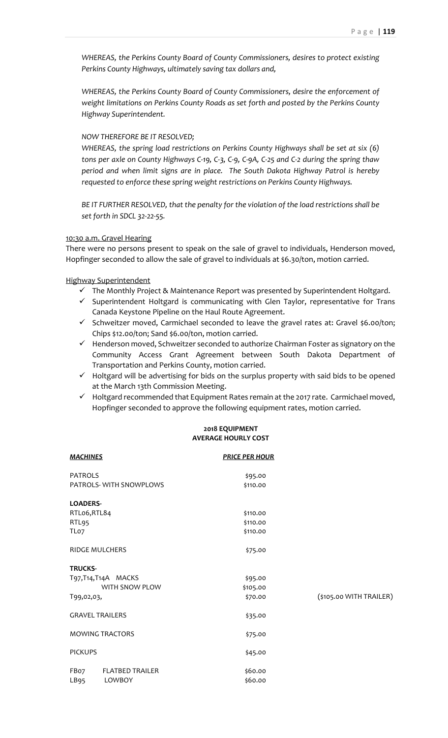*WHEREAS, the Perkins County Board of County Commissioners, desires to protect existing Perkins County Highways, ultimately saving tax dollars and,*

*WHEREAS, the Perkins County Board of County Commissioners, desire the enforcement of weight limitations on Perkins County Roads as set forth and posted by the Perkins County Highway Superintendent.*

*NOW THEREFORE BE IT RESOLVED;*
*WHEREAS, the spring load restrictions on Perkins County Highways shall be set at six (6) tons per axle on County Highways C-19, C-3, C-9, C-9A, C-25 and C-2 during the spring thaw period and when limit signs are in place. The South Dakota Highway Patrol is hereby requested to enforce these spring weight restrictions on Perkins County Highways.*

*BE IT FURTHER RESOLVED, that the penalty for the violation of the load restrictions shall be set forth in SDCL 32-22-55.*

10:30 a.m. Gravel Hearing

There were no persons present to speak on the sale of gravel to individuals, Henderson moved, Hopfinger seconded to allow the sale of gravel to individuals at $6.30/ton, motion carried.

Highway Superintendent

- ✓ The Monthly Project & Maintenance Report was presented by Superintendent Holtgard.
- ✓ Superintendent Holtgard is communicating with Glen Taylor, representative for Trans Canada Keystone Pipeline on the Haul Route Agreement.
- ✓ Schweitzer moved, Carmichael seconded to leave the gravel rates at: Gravel $6.00/ton; Chips $12.00/ton; Sand $6.00/ton, motion carried.
- ✓ Henderson moved, Schweitzer seconded to authorize Chairman Foster as signatory on the Community Access Grant Agreement between South Dakota Department of Transportation and Perkins County, motion carried.
- ✓ Holtgard will be advertising for bids on the surplus property with said bids to be opened at the March 13th Commission Meeting.
- ✓ Holtgard recommended that Equipment Rates remain at the 2017 rate. Carmichael moved, Hopfinger seconded to approve the following equipment rates, motion carried.

**2018 EQUIPMENT**
**AVERAGE HOURLY COST**

| ***MACHINES*** | ***PRICE PER HOUR*** | |
|---|---|---|
| PATROLS | $95.00 | |
| PATROLS- WITH SNOWPLOWS | $110.00 | |
| **LOADERS-** | | |
| RTL06,RTL84 | $110.00 | |
| RTL95 | $110.00 | |
| TL07 | $110.00 | |
| RIDGE MULCHERS | $75.00 | |
| **TRUCKS-** | | |
| T97,T14,T14A MACKS | $95.00 | |
| WITH SNOW PLOW | $105.00 | |
| T99,02,03, | $70.00 | ($105.00 WITH TRAILER) |
| GRAVEL TRAILERS | $35.00 | |
| MOWING TRACTORS | $75.00 | |
| PICKUPS | $45.00 | |
| FB07 FLATBED TRAILER | $60.00 | |
| LB95 LOWBOY | $60.00 | |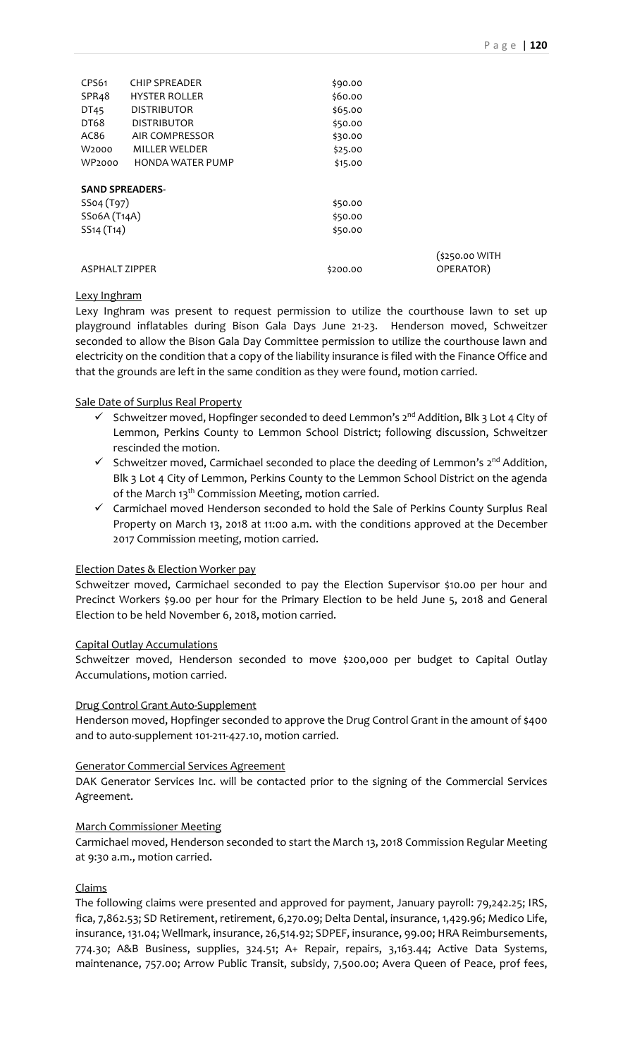| | | | |
|---|---|---|---|
| CPS61 | CHIP SPREADER | \$90.00 | |
| SPR48 | HYSTER ROLLER | \$60.00 | |
| DT45 | DISTRIBUTOR | \$65.00 | |
| DT68 | DISTRIBUTOR | \$50.00 | |
| AC86 | AIR COMPRESSOR | \$30.00 | |
| W2000 | MILLER WELDER | \$25.00 | |
| WP2000 | HONDA WATER PUMP | \$15.00 | |
| **SAND SPREADERS-** | | | |
| SS04 (T97) | | \$50.00 | |
| SS06A (T14A) | | \$50.00 | |
| SS14 (T14) | | \$50.00 | |
| ASPHALT ZIPPER | | \$200.00 | (\$250.00 WITH OPERATOR) |

Lexy Inghram

Lexy Inghram was present to request permission to utilize the courthouse lawn to set up playground inflatables during Bison Gala Days June 21-23. Henderson moved, Schweitzer seconded to allow the Bison Gala Day Committee permission to utilize the courthouse lawn and electricity on the condition that a copy of the liability insurance is filed with the Finance Office and that the grounds are left in the same condition as they were found, motion carried.

Sale Date of Surplus Real Property

- ✓ Schweitzer moved, Hopfinger seconded to deed Lemmon's 2nd Addition, Blk 3 Lot 4 City of Lemmon, Perkins County to Lemmon School District; following discussion, Schweitzer rescinded the motion.
- ✓ Schweitzer moved, Carmichael seconded to place the deeding of Lemmon's 2nd Addition, Blk 3 Lot 4 City of Lemmon, Perkins County to the Lemmon School District on the agenda of the March 13th Commission Meeting, motion carried.
- ✓ Carmichael moved Henderson seconded to hold the Sale of Perkins County Surplus Real Property on March 13, 2018 at 11:00 a.m. with the conditions approved at the December 2017 Commission meeting, motion carried.

Election Dates & Election Worker pay

Schweitzer moved, Carmichael seconded to pay the Election Supervisor \$10.00 per hour and Precinct Workers \$9.00 per hour for the Primary Election to be held June 5, 2018 and General Election to be held November 6, 2018, motion carried.

Capital Outlay Accumulations

Schweitzer moved, Henderson seconded to move \$200,000 per budget to Capital Outlay Accumulations, motion carried.

Drug Control Grant Auto-Supplement

Henderson moved, Hopfinger seconded to approve the Drug Control Grant in the amount of \$400 and to auto-supplement 101-211-427.10, motion carried.

Generator Commercial Services Agreement

DAK Generator Services Inc. will be contacted prior to the signing of the Commercial Services Agreement.

March Commissioner Meeting

Carmichael moved, Henderson seconded to start the March 13, 2018 Commission Regular Meeting at 9:30 a.m., motion carried.

Claims

The following claims were presented and approved for payment, January payroll: 79,242.25; IRS, fica, 7,862.53; SD Retirement, retirement, 6,270.09; Delta Dental, insurance, 1,429.96; Medico Life, insurance, 131.04; Wellmark, insurance, 26,514.92; SDPEF, insurance, 99.00; HRA Reimbursements, 774.30; A&B Business, supplies, 324.51; A+ Repair, repairs, 3,163.44; Active Data Systems, maintenance, 757.00; Arrow Public Transit, subsidy, 7,500.00; Avera Queen of Peace, prof fees,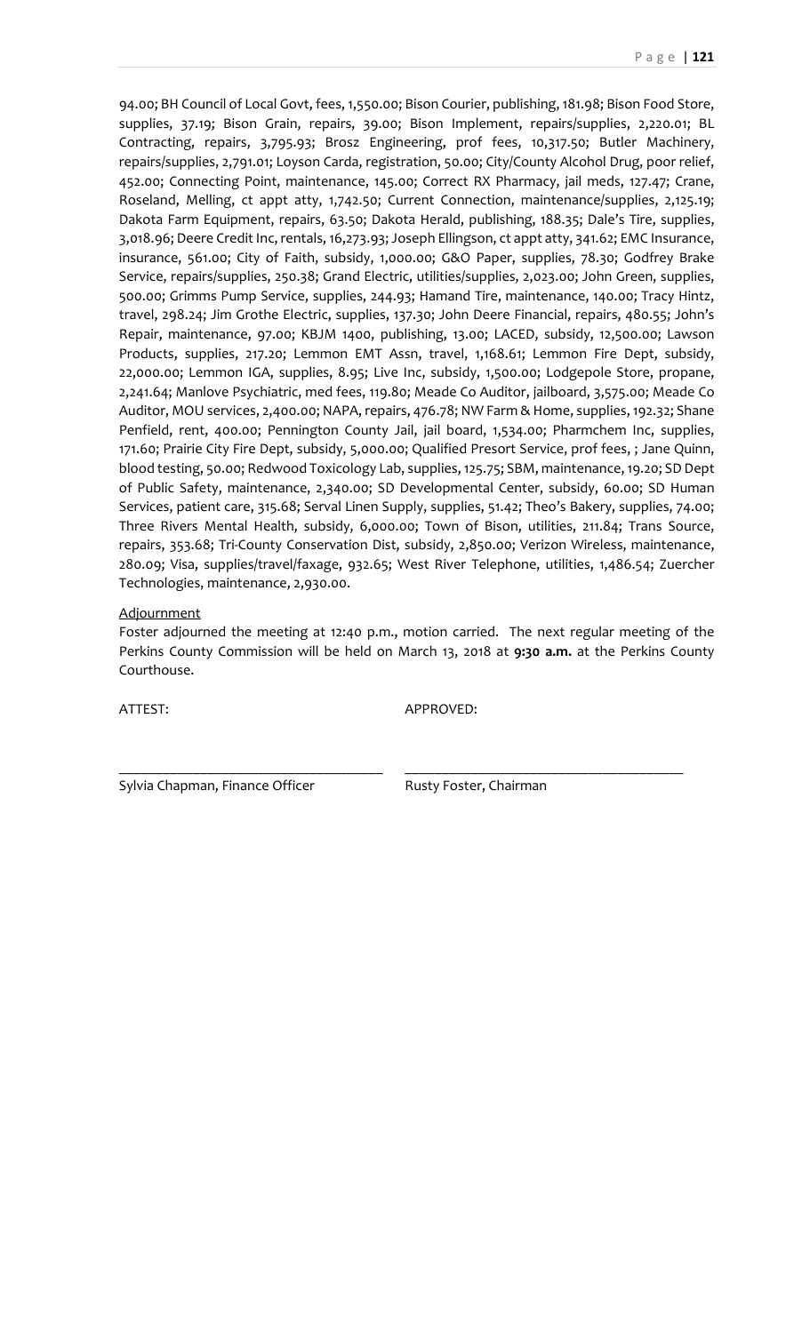94.00; BH Council of Local Govt, fees, 1,550.00; Bison Courier, publishing, 181.98; Bison Food Store, supplies, 37.19; Bison Grain, repairs, 39.00; Bison Implement, repairs/supplies, 2,220.01; BL Contracting, repairs, 3,795.93; Brosz Engineering, prof fees, 10,317.50; Butler Machinery, repairs/supplies, 2,791.01; Loyson Carda, registration, 50.00; City/County Alcohol Drug, poor relief, 452.00; Connecting Point, maintenance, 145.00; Correct RX Pharmacy, jail meds, 127.47; Crane, Roseland, Melling, ct appt atty, 1,742.50; Current Connection, maintenance/supplies, 2,125.19; Dakota Farm Equipment, repairs, 63.50; Dakota Herald, publishing, 188.35; Dale's Tire, supplies, 3,018.96; Deere Credit Inc, rentals, 16,273.93; Joseph Ellingson, ct appt atty, 341.62; EMC Insurance, insurance, 561.00; City of Faith, subsidy, 1,000.00; G&O Paper, supplies, 78.30; Godfrey Brake Service, repairs/supplies, 250.38; Grand Electric, utilities/supplies, 2,023.00; John Green, supplies, 500.00; Grimms Pump Service, supplies, 244.93; Hamand Tire, maintenance, 140.00; Tracy Hintz, travel, 298.24; Jim Grothe Electric, supplies, 137.30; John Deere Financial, repairs, 480.55; John's Repair, maintenance, 97.00; KBJM 1400, publishing, 13.00; LACED, subsidy, 12,500.00; Lawson Products, supplies, 217.20; Lemmon EMT Assn, travel, 1,168.61; Lemmon Fire Dept, subsidy, 22,000.00; Lemmon IGA, supplies, 8.95; Live Inc, subsidy, 1,500.00; Lodgepole Store, propane, 2,241.64; Manlove Psychiatric, med fees, 119.80; Meade Co Auditor, jailboard, 3,575.00; Meade Co Auditor, MOU services, 2,400.00; NAPA, repairs, 476.78; NW Farm & Home, supplies, 192.32; Shane Penfield, rent, 400.00; Pennington County Jail, jail board, 1,534.00; Pharmchem Inc, supplies, 171.60; Prairie City Fire Dept, subsidy, 5,000.00; Qualified Presort Service, prof fees, ; Jane Quinn, blood testing, 50.00; Redwood Toxicology Lab, supplies, 125.75; SBM, maintenance, 19.20; SD Dept of Public Safety, maintenance, 2,340.00; SD Developmental Center, subsidy, 60.00; SD Human Services, patient care, 315.68; Serval Linen Supply, supplies, 51.42; Theo's Bakery, supplies, 74.00; Three Rivers Mental Health, subsidy, 6,000.00; Town of Bison, utilities, 211.84; Trans Source, repairs, 353.68; Tri-County Conservation Dist, subsidy, 2,850.00; Verizon Wireless, maintenance, 280.09; Visa, supplies/travel/faxage, 932.65; West River Telephone, utilities, 1,486.54; Zuercher Technologies, maintenance, 2,930.00.

Adjournment

Foster adjourned the meeting at 12:40 p.m., motion carried. The next regular meeting of the Perkins County Commission will be held on March 13, 2018 at **9:30 a.m.** at the Perkins County Courthouse.

ATTEST: APPROVED:

_________________________________ _________________________________

Sylvia Chapman, Finance Officer Rusty Foster, Chairman